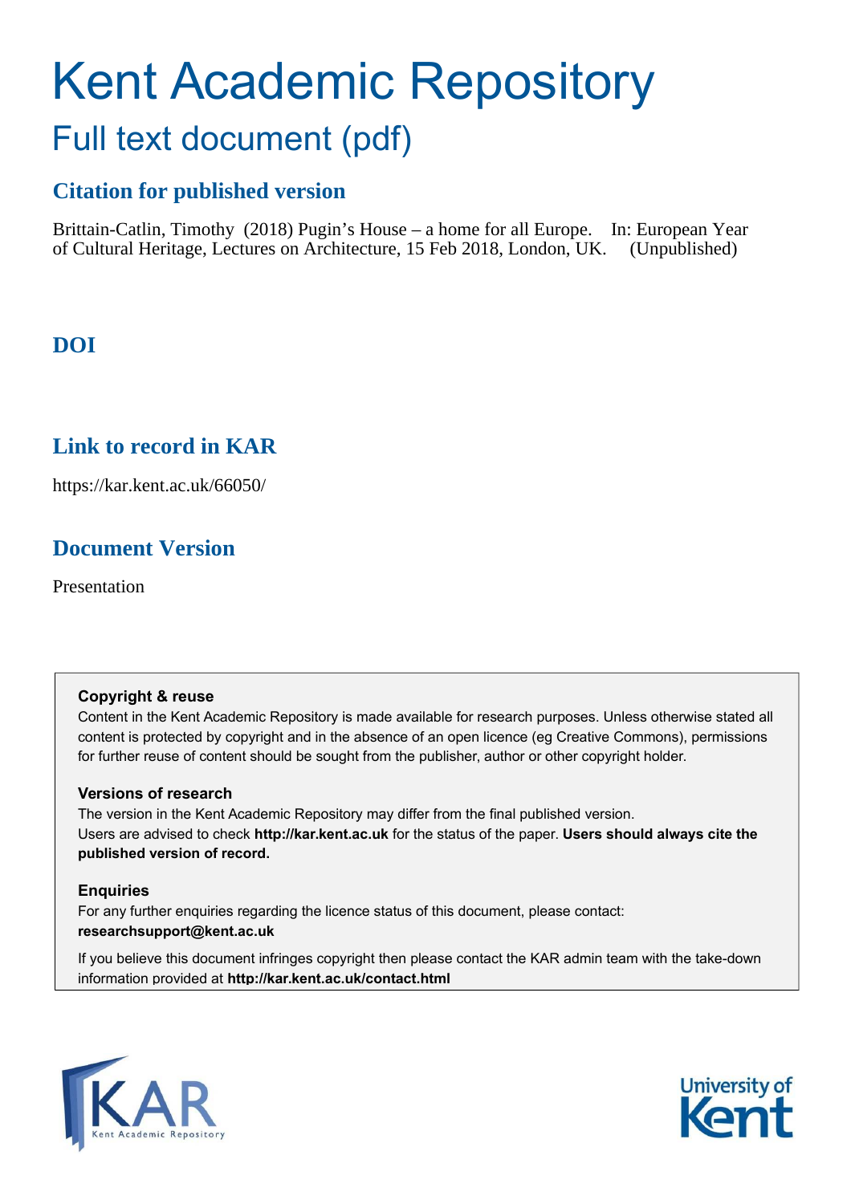# Kent Academic Repository

## Full text document (pdf)

### Citation for published version

Brittain-Catlin, Timothy (2018) Pugin's House – a home for all Europe. In: European Year of Cultural Heritage, Lectures on Architecture, 15 Feb 2018, London, UK. (Unpublished)

### DOI

### Link to record in KAR

https://kar.kent.ac.uk/66050/

### Document Version

Presentation

**Copyright & reuse**

Content in the Kent Academic Repository is made available for research purposes. Unless otherwise stated all content is protected by copyright and in the absence of an open licence (eg Creative Commons), permissions for further reuse of content should be sought from the publisher, author or other copyright holder.

**Versions of research**

The version in the Kent Academic Repository may differ from the final published version. Users are advised to check **http://kar.kent.ac.uk** for the status of the paper. **Users should always cite the published version of record.**

**Enquiries**

For any further enquiries regarding the licence status of this document, please contact: **researchsupport@kent.ac.uk**

If you believe this document infringes copyright then please contact the KAR admin team with the take-down information provided at **http://kar.kent.ac.uk/contact.html**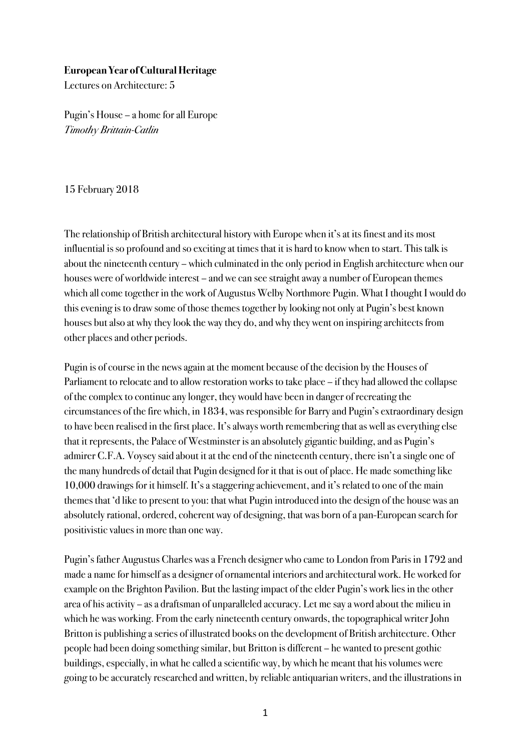**European Year of Cultural Heritage**
Lectures on Architecture: 5

Pugin's House – a home for all Europe
*Timothy Brittain-Catlin*

15 February 2018

The relationship of British architectural history with Europe when it's at its finest and its most influential is so profound and so exciting at times that it is hard to know when to start. This talk is about the nineteenth century – which culminated in the only period in English architecture when our houses were of worldwide interest – and we can see straight away a number of European themes which all come together in the work of Augustus Welby Northmore Pugin. What I thought I would do this evening is to draw some of those themes together by looking not only at Pugin's best known houses but also at why they look the way they do, and why they went on inspiring architects from other places and other periods.

Pugin is of course in the news again at the moment because of the decision by the Houses of Parliament to relocate and to allow restoration works to take place – if they had allowed the collapse of the complex to continue any longer, they would have been in danger of recreating the circumstances of the fire which, in 1834, was responsible for Barry and Pugin's extraordinary design to have been realised in the first place. It's always worth remembering that as well as everything else that it represents, the Palace of Westminster is an absolutely gigantic building, and as Pugin's admirer C.F.A. Voysey said about it at the end of the nineteenth century, there isn't a single one of the many hundreds of detail that Pugin designed for it that is out of place. He made something like 10,000 drawings for it himself. It's a staggering achievement, and it's related to one of the main themes that 'd like to present to you: that what Pugin introduced into the design of the house was an absolutely rational, ordered, coherent way of designing, that was born of a pan-European search for positivistic values in more than one way.

Pugin's father Augustus Charles was a French designer who came to London from Paris in 1792 and made a name for himself as a designer of ornamental interiors and architectural work. He worked for example on the Brighton Pavilion. But the lasting impact of the elder Pugin's work lies in the other area of his activity – as a draftsman of unparalleled accuracy. Let me say a word about the milieu in which he was working. From the early nineteenth century onwards, the topographical writer John Britton is publishing a series of illustrated books on the development of British architecture. Other people had been doing something similar, but Britton is different – he wanted to present gothic buildings, especially, in what he called a scientific way, by which he meant that his volumes were going to be accurately researched and written, by reliable antiquarian writers, and the illustrations in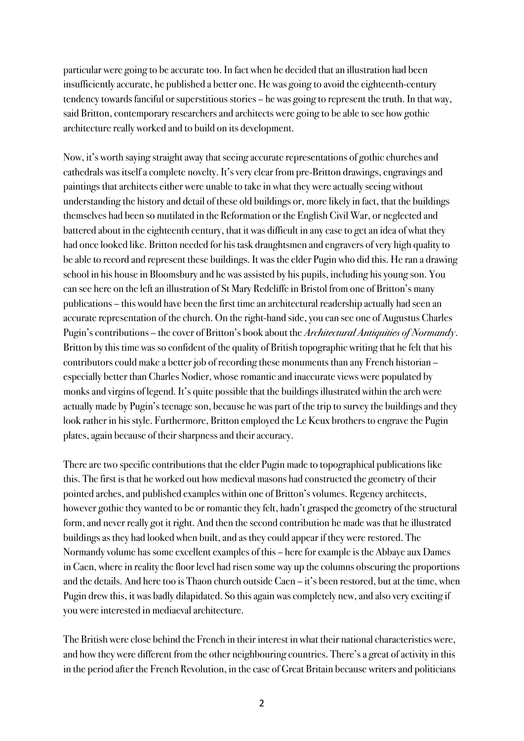particular were going to be accurate too. In fact when he decided that an illustration had been insufficiently accurate, he published a better one. He was going to avoid the eighteenth-century tendency towards fanciful or superstitious stories – he was going to represent the truth. In that way, said Britton, contemporary researchers and architects were going to be able to see how gothic architecture really worked and to build on its development.

Now, it's worth saying straight away that seeing accurate representations of gothic churches and cathedrals was itself a complete novelty. It's very clear from pre-Britton drawings, engravings and paintings that architects either were unable to take in what they were actually seeing without understanding the history and detail of these old buildings or, more likely in fact, that the buildings themselves had been so mutilated in the Reformation or the English Civil War, or neglected and battered about in the eighteenth century, that it was difficult in any case to get an idea of what they had once looked like. Britton needed for his task draughtsmen and engravers of very high quality to be able to record and represent these buildings. It was the elder Pugin who did this. He ran a drawing school in his house in Bloomsbury and he was assisted by his pupils, including his young son. You can see here on the left an illustration of St Mary Redcliffe in Bristol from one of Britton's many publications – this would have been the first time an architectural readership actually had seen an accurate representation of the church. On the right-hand side, you can see one of Augustus Charles Pugin's contributions – the cover of Britton's book about the *Architectural Antiquities of Normandy*. Britton by this time was so confident of the quality of British topographic writing that he felt that his contributors could make a better job of recording these monuments than any French historian – especially better than Charles Nodier, whose romantic and inaccurate views were populated by monks and virgins of legend. It's quite possible that the buildings illustrated within the arch were actually made by Pugin's teenage son, because he was part of the trip to survey the buildings and they look rather in his style. Furthermore, Britton employed the Le Keux brothers to engrave the Pugin plates, again because of their sharpness and their accuracy.

There are two specific contributions that the elder Pugin made to topographical publications like this. The first is that he worked out how medieval masons had constructed the geometry of their pointed arches, and published examples within one of Britton's volumes. Regency architects, however gothic they wanted to be or romantic they felt, hadn't grasped the geometry of the structural form, and never really got it right. And then the second contribution he made was that he illustrated buildings as they had looked when built, and as they could appear if they were restored. The Normandy volume has some excellent examples of this – here for example is the Abbaye aux Dames in Caen, where in reality the floor level had risen some way up the columns obscuring the proportions and the details. And here too is Thaon church outside Caen – it's been restored, but at the time, when Pugin drew this, it was badly dilapidated. So this again was completely new, and also very exciting if you were interested in mediaeval architecture.

The British were close behind the French in their interest in what their national characteristics were, and how they were different from the other neighbouring countries. There's a great of activity in this in the period after the French Revolution, in the case of Great Britain because writers and politicians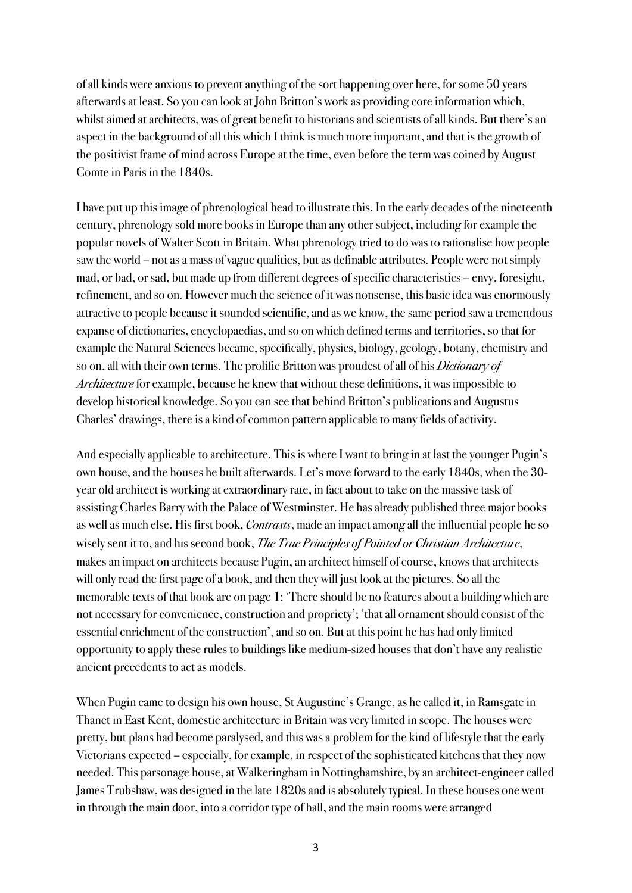of all kinds were anxious to prevent anything of the sort happening over here, for some 50 years afterwards at least. So you can look at John Britton's work as providing core information which, whilst aimed at architects, was of great benefit to historians and scientists of all kinds. But there's an aspect in the background of all this which I think is much more important, and that is the growth of the positivist frame of mind across Europe at the time, even before the term was coined by August Comte in Paris in the 1840s.

I have put up this image of phrenological head to illustrate this. In the early decades of the nineteenth century, phrenology sold more books in Europe than any other subject, including for example the popular novels of Walter Scott in Britain. What phrenology tried to do was to rationalise how people saw the world – not as a mass of vague qualities, but as definable attributes. People were not simply mad, or bad, or sad, but made up from different degrees of specific characteristics – envy, foresight, refinement, and so on. However much the science of it was nonsense, this basic idea was enormously attractive to people because it sounded scientific, and as we know, the same period saw a tremendous expanse of dictionaries, encyclopaedias, and so on which defined terms and territories, so that for example the Natural Sciences became, specifically, physics, biology, geology, botany, chemistry and so on, all with their own terms. The prolific Britton was proudest of all of his *Dictionary of Architecture* for example, because he knew that without these definitions, it was impossible to develop historical knowledge. So you can see that behind Britton's publications and Augustus Charles' drawings, there is a kind of common pattern applicable to many fields of activity.

And especially applicable to architecture. This is where I want to bring in at last the younger Pugin's own house, and the houses he built afterwards. Let's move forward to the early 1840s, when the 30-year old architect is working at extraordinary rate, in fact about to take on the massive task of assisting Charles Barry with the Palace of Westminster. He has already published three major books as well as much else. His first book, *Contrasts*, made an impact among all the influential people he so wisely sent it to, and his second book, *The True Principles of Pointed or Christian Architecture*, makes an impact on architects because Pugin, an architect himself of course, knows that architects will only read the first page of a book, and then they will just look at the pictures. So all the memorable texts of that book are on page 1: 'There should be no features about a building which are not necessary for convenience, construction and propriety'; 'that all ornament should consist of the essential enrichment of the construction', and so on. But at this point he has had only limited opportunity to apply these rules to buildings like medium-sized houses that don't have any realistic ancient precedents to act as models.

When Pugin came to design his own house, St Augustine's Grange, as he called it, in Ramsgate in Thanet in East Kent, domestic architecture in Britain was very limited in scope. The houses were pretty, but plans had become paralysed, and this was a problem for the kind of lifestyle that the early Victorians expected – especially, for example, in respect of the sophisticated kitchens that they now needed. This parsonage house, at Walkeringham in Nottinghamshire, by an architect-engineer called James Trubshaw, was designed in the late 1820s and is absolutely typical. In these houses one went in through the main door, into a corridor type of hall, and the main rooms were arranged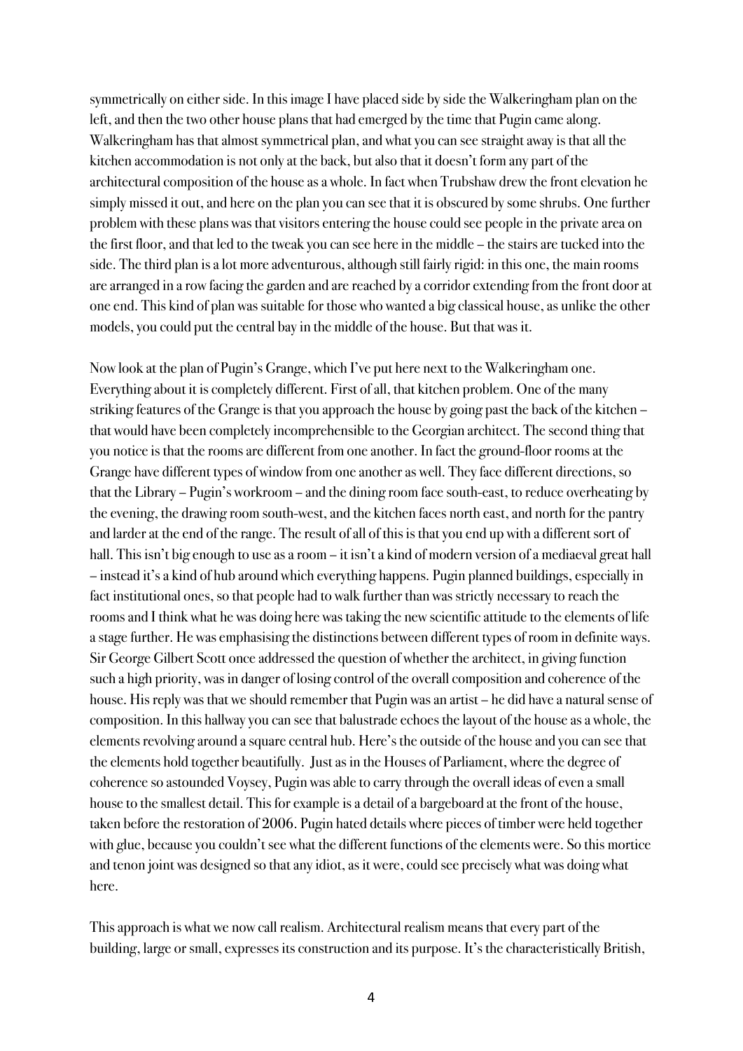symmetrically on either side. In this image I have placed side by side the Walkeringham plan on the left, and then the two other house plans that had emerged by the time that Pugin came along. Walkeringham has that almost symmetrical plan, and what you can see straight away is that all the kitchen accommodation is not only at the back, but also that it doesn't form any part of the architectural composition of the house as a whole. In fact when Trubshaw drew the front elevation he simply missed it out, and here on the plan you can see that it is obscured by some shrubs. One further problem with these plans was that visitors entering the house could see people in the private area on the first floor, and that led to the tweak you can see here in the middle – the stairs are tucked into the side. The third plan is a lot more adventurous, although still fairly rigid: in this one, the main rooms are arranged in a row facing the garden and are reached by a corridor extending from the front door at one end. This kind of plan was suitable for those who wanted a big classical house, as unlike the other models, you could put the central bay in the middle of the house. But that was it.

Now look at the plan of Pugin's Grange, which I've put here next to the Walkeringham one. Everything about it is completely different. First of all, that kitchen problem. One of the many striking features of the Grange is that you approach the house by going past the back of the kitchen – that would have been completely incomprehensible to the Georgian architect. The second thing that you notice is that the rooms are different from one another. In fact the ground-floor rooms at the Grange have different types of window from one another as well. They face different directions, so that the Library – Pugin's workroom – and the dining room face south-east, to reduce overheating by the evening, the drawing room south-west, and the kitchen faces north east, and north for the pantry and larder at the end of the range. The result of all of this is that you end up with a different sort of hall. This isn't big enough to use as a room – it isn't a kind of modern version of a mediaeval great hall – instead it's a kind of hub around which everything happens. Pugin planned buildings, especially in fact institutional ones, so that people had to walk further than was strictly necessary to reach the rooms and I think what he was doing here was taking the new scientific attitude to the elements of life a stage further. He was emphasising the distinctions between different types of room in definite ways. Sir George Gilbert Scott once addressed the question of whether the architect, in giving function such a high priority, was in danger of losing control of the overall composition and coherence of the house. His reply was that we should remember that Pugin was an artist – he did have a natural sense of composition. In this hallway you can see that balustrade echoes the layout of the house as a whole, the elements revolving around a square central hub. Here's the outside of the house and you can see that the elements hold together beautifully. Just as in the Houses of Parliament, where the degree of coherence so astounded Voysey, Pugin was able to carry through the overall ideas of even a small house to the smallest detail. This for example is a detail of a bargeboard at the front of the house, taken before the restoration of 2006. Pugin hated details where pieces of timber were held together with glue, because you couldn't see what the different functions of the elements were. So this mortice and tenon joint was designed so that any idiot, as it were, could see precisely what was doing what here.

This approach is what we now call realism. Architectural realism means that every part of the building, large or small, expresses its construction and its purpose. It's the characteristically British,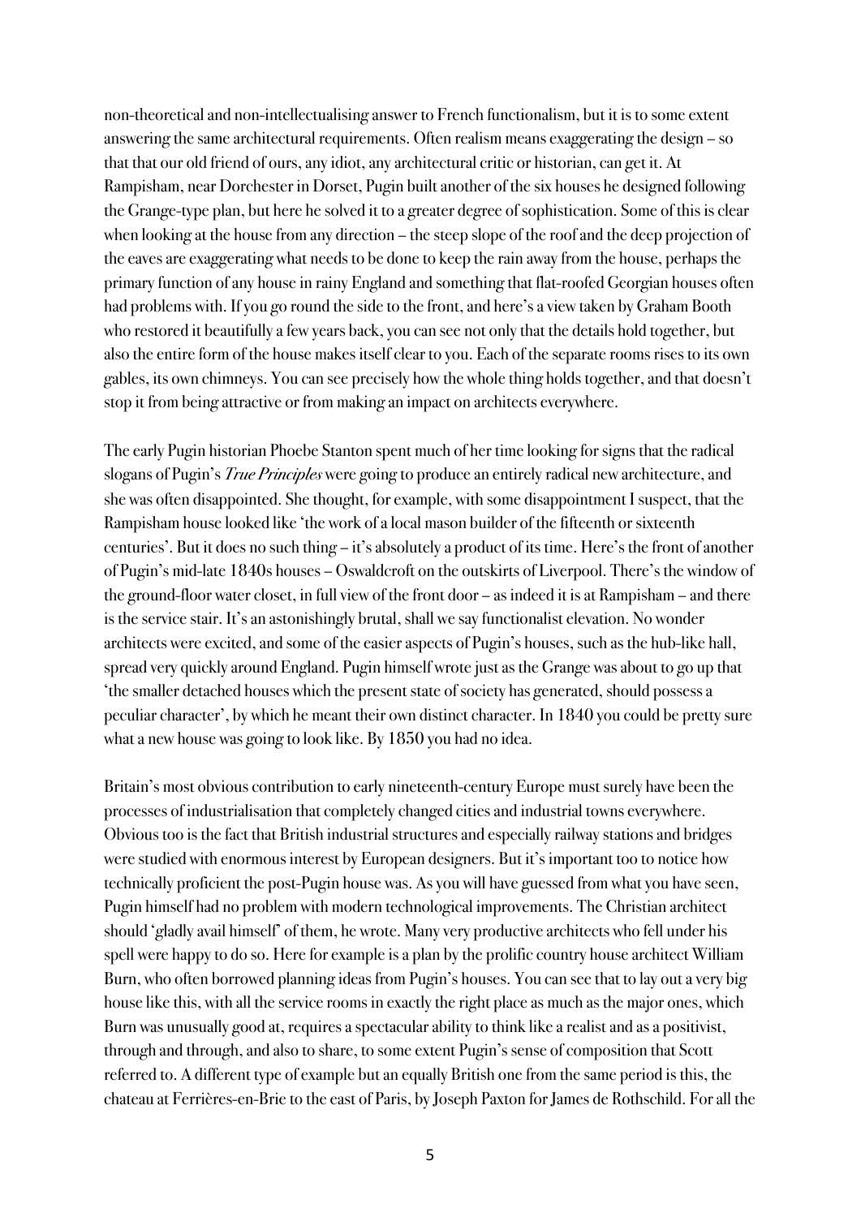non-theoretical and non-intellectualising answer to French functionalism, but it is to some extent answering the same architectural requirements. Often realism means exaggerating the design – so that that our old friend of ours, any idiot, any architectural critic or historian, can get it. At Rampisham, near Dorchester in Dorset, Pugin built another of the six houses he designed following the Grange-type plan, but here he solved it to a greater degree of sophistication. Some of this is clear when looking at the house from any direction – the steep slope of the roof and the deep projection of the eaves are exaggerating what needs to be done to keep the rain away from the house, perhaps the primary function of any house in rainy England and something that flat-roofed Georgian houses often had problems with. If you go round the side to the front, and here's a view taken by Graham Booth who restored it beautifully a few years back, you can see not only that the details hold together, but also the entire form of the house makes itself clear to you. Each of the separate rooms rises to its own gables, its own chimneys. You can see precisely how the whole thing holds together, and that doesn't stop it from being attractive or from making an impact on architects everywhere.

The early Pugin historian Phoebe Stanton spent much of her time looking for signs that the radical slogans of Pugin's *True Principles* were going to produce an entirely radical new architecture, and she was often disappointed. She thought, for example, with some disappointment I suspect, that the Rampisham house looked like 'the work of a local mason builder of the fifteenth or sixteenth centuries'. But it does no such thing – it's absolutely a product of its time. Here's the front of another of Pugin's mid-late 1840s houses – Oswaldcroft on the outskirts of Liverpool. There's the window of the ground-floor water closet, in full view of the front door – as indeed it is at Rampisham – and there is the service stair. It's an astonishingly brutal, shall we say functionalist elevation. No wonder architects were excited, and some of the easier aspects of Pugin's houses, such as the hub-like hall, spread very quickly around England. Pugin himself wrote just as the Grange was about to go up that 'the smaller detached houses which the present state of society has generated, should possess a peculiar character', by which he meant their own distinct character. In 1840 you could be pretty sure what a new house was going to look like. By 1850 you had no idea.

Britain's most obvious contribution to early nineteenth-century Europe must surely have been the processes of industrialisation that completely changed cities and industrial towns everywhere. Obvious too is the fact that British industrial structures and especially railway stations and bridges were studied with enormous interest by European designers. But it's important too to notice how technically proficient the post-Pugin house was. As you will have guessed from what you have seen, Pugin himself had no problem with modern technological improvements. The Christian architect should 'gladly avail himself' of them, he wrote. Many very productive architects who fell under his spell were happy to do so. Here for example is a plan by the prolific country house architect William Burn, who often borrowed planning ideas from Pugin's houses. You can see that to lay out a very big house like this, with all the service rooms in exactly the right place as much as the major ones, which Burn was unusually good at, requires a spectacular ability to think like a realist and as a positivist, through and through, and also to share, to some extent Pugin's sense of composition that Scott referred to. A different type of example but an equally British one from the same period is this, the chateau at Ferrières-en-Brie to the east of Paris, by Joseph Paxton for James de Rothschild. For all the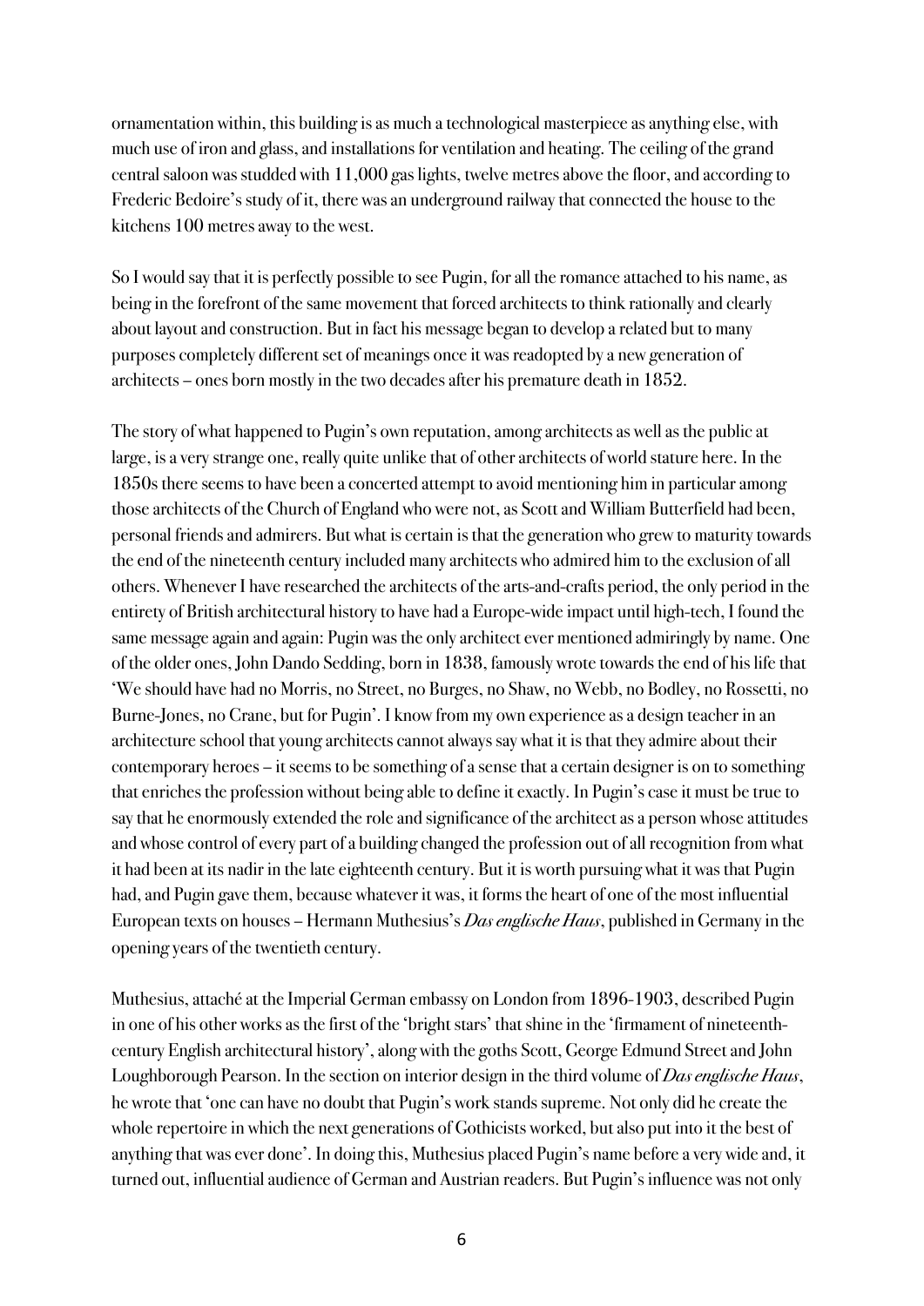ornamentation within, this building is as much a technological masterpiece as anything else, with much use of iron and glass, and installations for ventilation and heating. The ceiling of the grand central saloon was studded with 11,000 gas lights, twelve metres above the floor, and according to Frederic Bedoire's study of it, there was an underground railway that connected the house to the kitchens 100 metres away to the west.

So I would say that it is perfectly possible to see Pugin, for all the romance attached to his name, as being in the forefront of the same movement that forced architects to think rationally and clearly about layout and construction. But in fact his message began to develop a related but to many purposes completely different set of meanings once it was readopted by a new generation of architects – ones born mostly in the two decades after his premature death in 1852.

The story of what happened to Pugin's own reputation, among architects as well as the public at large, is a very strange one, really quite unlike that of other architects of world stature here. In the 1850s there seems to have been a concerted attempt to avoid mentioning him in particular among those architects of the Church of England who were not, as Scott and William Butterfield had been, personal friends and admirers. But what is certain is that the generation who grew to maturity towards the end of the nineteenth century included many architects who admired him to the exclusion of all others. Whenever I have researched the architects of the arts-and-crafts period, the only period in the entirety of British architectural history to have had a Europe-wide impact until high-tech, I found the same message again and again: Pugin was the only architect ever mentioned admiringly by name. One of the older ones, John Dando Sedding, born in 1838, famously wrote towards the end of his life that 'We should have had no Morris, no Street, no Burges, no Shaw, no Webb, no Bodley, no Rossetti, no Burne-Jones, no Crane, but for Pugin'. I know from my own experience as a design teacher in an architecture school that young architects cannot always say what it is that they admire about their contemporary heroes – it seems to be something of a sense that a certain designer is on to something that enriches the profession without being able to define it exactly. In Pugin's case it must be true to say that he enormously extended the role and significance of the architect as a person whose attitudes and whose control of every part of a building changed the profession out of all recognition from what it had been at its nadir in the late eighteenth century. But it is worth pursuing what it was that Pugin had, and Pugin gave them, because whatever it was, it forms the heart of one of the most influential European texts on houses – Hermann Muthesius's *Das englische Haus*, published in Germany in the opening years of the twentieth century.

Muthesius, attaché at the Imperial German embassy on London from 1896-1903, described Pugin in one of his other works as the first of the 'bright stars' that shine in the 'firmament of nineteenth-century English architectural history', along with the goths Scott, George Edmund Street and John Loughborough Pearson. In the section on interior design in the third volume of *Das englische Haus*, he wrote that 'one can have no doubt that Pugin's work stands supreme. Not only did he create the whole repertoire in which the next generations of Gothicists worked, but also put into it the best of anything that was ever done'. In doing this, Muthesius placed Pugin's name before a very wide and, it turned out, influential audience of German and Austrian readers. But Pugin's influence was not only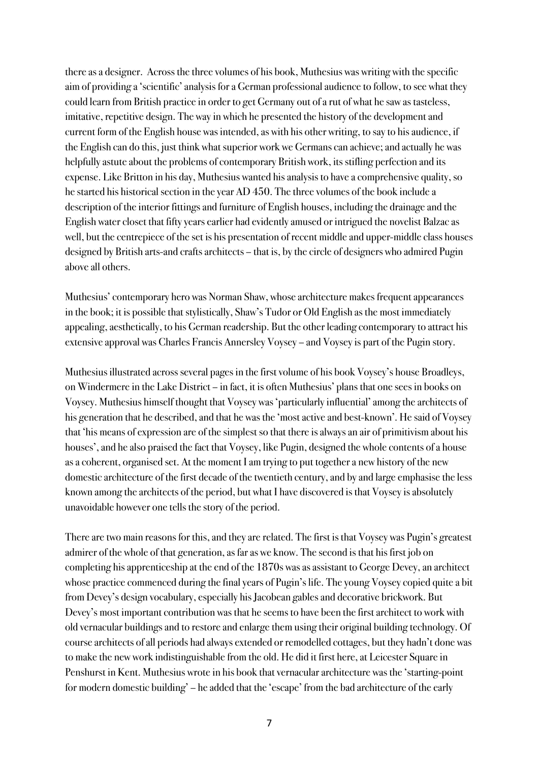there as a designer. Across the three volumes of his book, Muthesius was writing with the specific aim of providing a 'scientific' analysis for a German professional audience to follow, to see what they could learn from British practice in order to get Germany out of a rut of what he saw as tasteless, imitative, repetitive design. The way in which he presented the history of the development and current form of the English house was intended, as with his other writing, to say to his audience, if the English can do this, just think what superior work we Germans can achieve; and actually he was helpfully astute about the problems of contemporary British work, its stifling perfection and its expense. Like Britton in his day, Muthesius wanted his analysis to have a comprehensive quality, so he started his historical section in the year AD 450. The three volumes of the book include a description of the interior fittings and furniture of English houses, including the drainage and the English water closet that fifty years earlier had evidently amused or intrigued the novelist Balzac as well, but the centrepiece of the set is his presentation of recent middle and upper-middle class houses designed by British arts-and crafts architects – that is, by the circle of designers who admired Pugin above all others.

Muthesius' contemporary hero was Norman Shaw, whose architecture makes frequent appearances in the book; it is possible that stylistically, Shaw's Tudor or Old English as the most immediately appealing, aesthetically, to his German readership. But the other leading contemporary to attract his extensive approval was Charles Francis Annersley Voysey – and Voysey is part of the Pugin story.

Muthesius illustrated across several pages in the first volume of his book Voysey's house Broadleys, on Windermere in the Lake District – in fact, it is often Muthesius' plans that one sees in books on Voysey. Muthesius himself thought that Voysey was 'particularly influential' among the architects of his generation that he described, and that he was the 'most active and best-known'. He said of Voysey that 'his means of expression are of the simplest so that there is always an air of primitivism about his houses', and he also praised the fact that Voysey, like Pugin, designed the whole contents of a house as a coherent, organised set. At the moment I am trying to put together a new history of the new domestic architecture of the first decade of the twentieth century, and by and large emphasise the less known among the architects of the period, but what I have discovered is that Voysey is absolutely unavoidable however one tells the story of the period.

There are two main reasons for this, and they are related. The first is that Voysey was Pugin's greatest admirer of the whole of that generation, as far as we know. The second is that his first job on completing his apprenticeship at the end of the 1870s was as assistant to George Devey, an architect whose practice commenced during the final years of Pugin's life. The young Voysey copied quite a bit from Devey's design vocabulary, especially his Jacobean gables and decorative brickwork. But Devey's most important contribution was that he seems to have been the first architect to work with old vernacular buildings and to restore and enlarge them using their original building technology. Of course architects of all periods had always extended or remodelled cottages, but they hadn't done was to make the new work indistinguishable from the old. He did it first here, at Leicester Square in Penshurst in Kent. Muthesius wrote in his book that vernacular architecture was the 'starting-point for modern domestic building' – he added that the 'escape' from the bad architecture of the early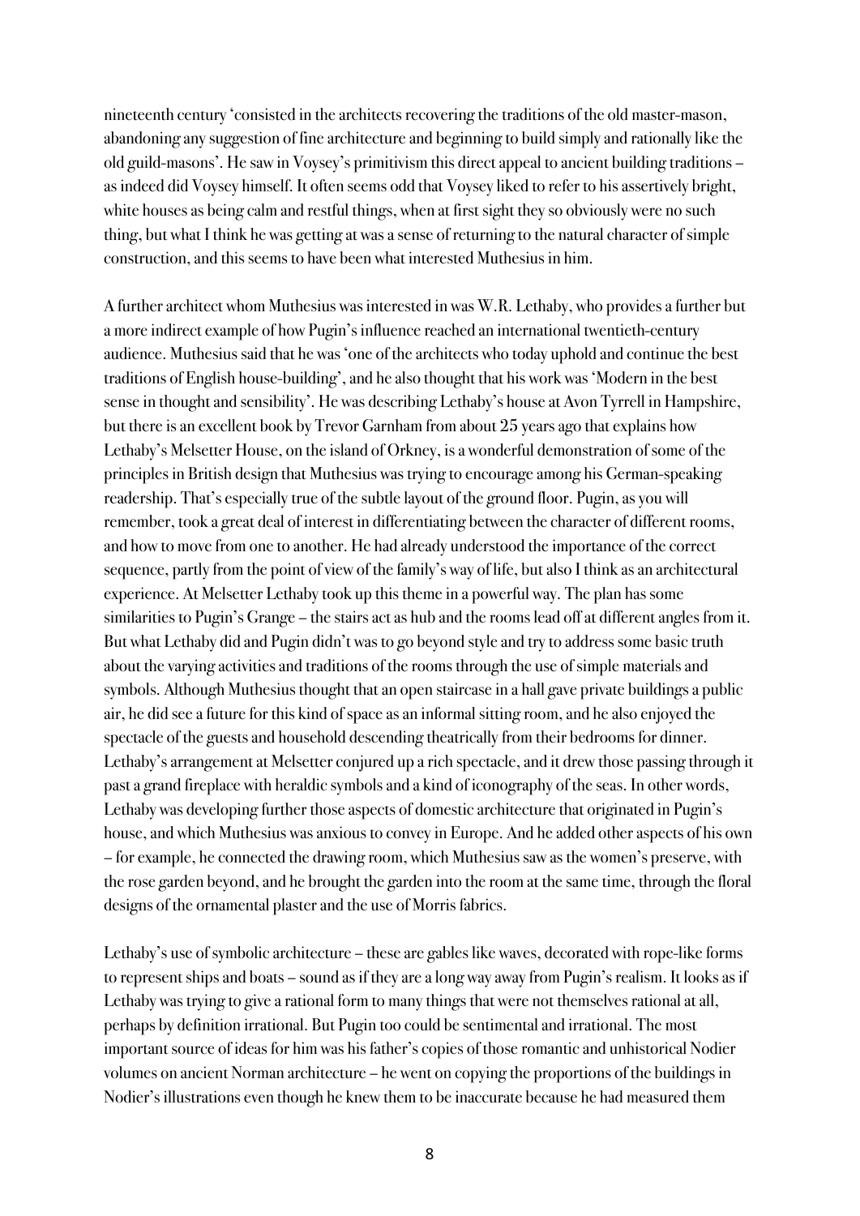nineteenth century 'consisted in the architects recovering the traditions of the old master-mason, abandoning any suggestion of fine architecture and beginning to build simply and rationally like the old guild-masons'. He saw in Voysey's primitivism this direct appeal to ancient building traditions – as indeed did Voysey himself. It often seems odd that Voysey liked to refer to his assertively bright, white houses as being calm and restful things, when at first sight they so obviously were no such thing, but what I think he was getting at was a sense of returning to the natural character of simple construction, and this seems to have been what interested Muthesius in him.

A further architect whom Muthesius was interested in was W.R. Lethaby, who provides a further but a more indirect example of how Pugin's influence reached an international twentieth-century audience. Muthesius said that he was 'one of the architects who today uphold and continue the best traditions of English house-building', and he also thought that his work was 'Modern in the best sense in thought and sensibility'. He was describing Lethaby's house at Avon Tyrrell in Hampshire, but there is an excellent book by Trevor Garnham from about 25 years ago that explains how Lethaby's Melsetter House, on the island of Orkney, is a wonderful demonstration of some of the principles in British design that Muthesius was trying to encourage among his German-speaking readership. That's especially true of the subtle layout of the ground floor. Pugin, as you will remember, took a great deal of interest in differentiating between the character of different rooms, and how to move from one to another. He had already understood the importance of the correct sequence, partly from the point of view of the family's way of life, but also I think as an architectural experience. At Melsetter Lethaby took up this theme in a powerful way. The plan has some similarities to Pugin's Grange – the stairs act as hub and the rooms lead off at different angles from it. But what Lethaby did and Pugin didn't was to go beyond style and try to address some basic truth about the varying activities and traditions of the rooms through the use of simple materials and symbols. Although Muthesius thought that an open staircase in a hall gave private buildings a public air, he did see a future for this kind of space as an informal sitting room, and he also enjoyed the spectacle of the guests and household descending theatrically from their bedrooms for dinner. Lethaby's arrangement at Melsetter conjured up a rich spectacle, and it drew those passing through it past a grand fireplace with heraldic symbols and a kind of iconography of the seas. In other words, Lethaby was developing further those aspects of domestic architecture that originated in Pugin's house, and which Muthesius was anxious to convey in Europe. And he added other aspects of his own – for example, he connected the drawing room, which Muthesius saw as the women's preserve, with the rose garden beyond, and he brought the garden into the room at the same time, through the floral designs of the ornamental plaster and the use of Morris fabrics.

Lethaby's use of symbolic architecture – these are gables like waves, decorated with rope-like forms to represent ships and boats – sound as if they are a long way away from Pugin's realism. It looks as if Lethaby was trying to give a rational form to many things that were not themselves rational at all, perhaps by definition irrational. But Pugin too could be sentimental and irrational. The most important source of ideas for him was his father's copies of those romantic and unhistorical Nodier volumes on ancient Norman architecture – he went on copying the proportions of the buildings in Nodier's illustrations even though he knew them to be inaccurate because he had measured them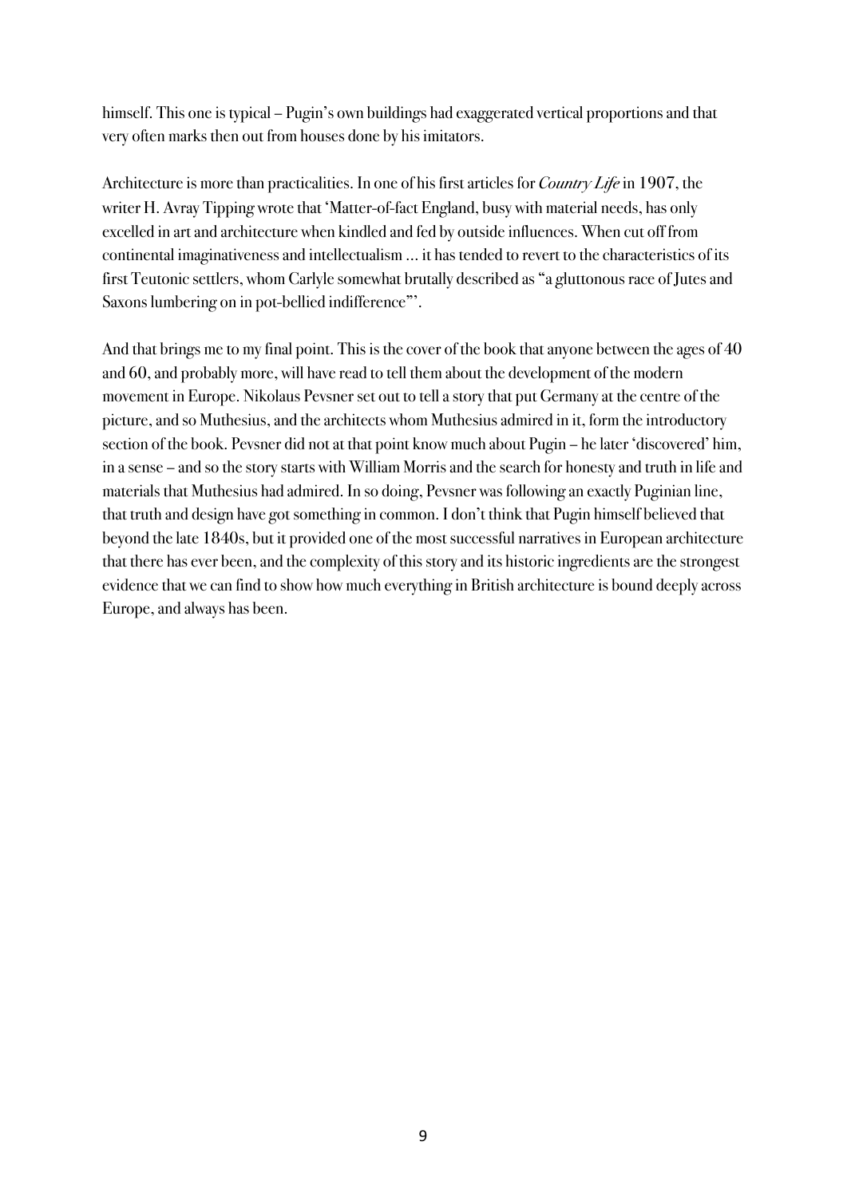himself. This one is typical – Pugin's own buildings had exaggerated vertical proportions and that very often marks then out from houses done by his imitators.

Architecture is more than practicalities. In one of his first articles for *Country Life* in 1907, the writer H. Avray Tipping wrote that 'Matter-of-fact England, busy with material needs, has only excelled in art and architecture when kindled and fed by outside influences. When cut off from continental imaginativeness and intellectualism ... it has tended to revert to the characteristics of its first Teutonic settlers, whom Carlyle somewhat brutally described as "a gluttonous race of Jutes and Saxons lumbering on in pot-bellied indifference"'.

And that brings me to my final point. This is the cover of the book that anyone between the ages of 40 and 60, and probably more, will have read to tell them about the development of the modern movement in Europe. Nikolaus Pevsner set out to tell a story that put Germany at the centre of the picture, and so Muthesius, and the architects whom Muthesius admired in it, form the introductory section of the book. Pevsner did not at that point know much about Pugin – he later 'discovered' him, in a sense – and so the story starts with William Morris and the search for honesty and truth in life and materials that Muthesius had admired. In so doing, Pevsner was following an exactly Puginian line, that truth and design have got something in common. I don't think that Pugin himself believed that beyond the late 1840s, but it provided one of the most successful narratives in European architecture that there has ever been, and the complexity of this story and its historic ingredients are the strongest evidence that we can find to show how much everything in British architecture is bound deeply across Europe, and always has been.